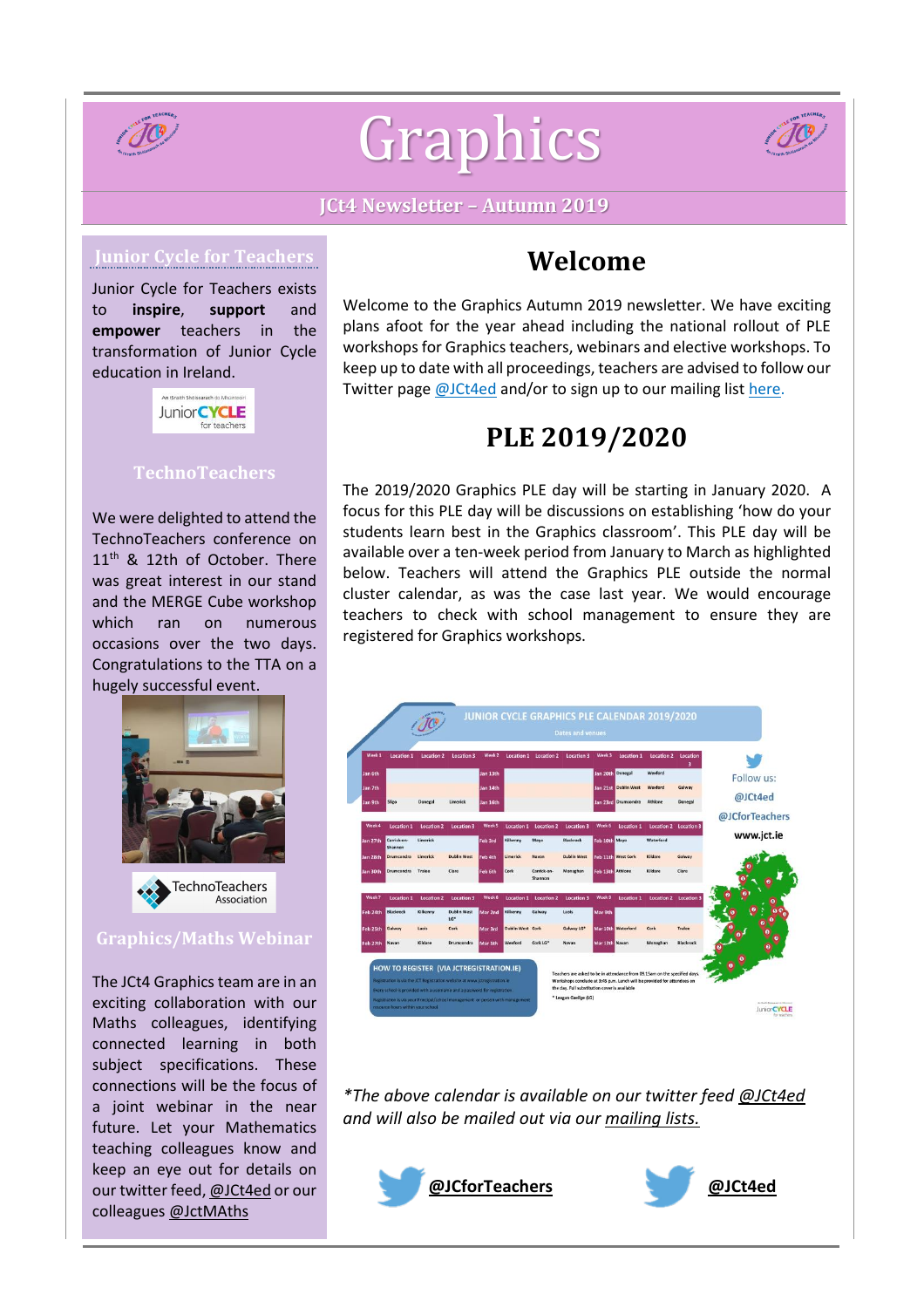# Graphics

## JCt4 Newsletter – Autumn 2019

### Junior Cycle for Teachers

Junior Cycle for Teachers exists to **inspire**, **support** and **empower** teachers in the transformation of Junior Cycle education in Ireland.

### TechnoTeachers

We were delighted to attend the TechnoTeachers conference on 11th & 12th of October. There was great interest in our stand and the MERGE Cube workshop which ran on numerous occasions over the two days. Congratulations to the TTA on a hugely successful event.

### Graphics/Maths Webinar

The JCt4 Graphics team are in an exciting collaboration with our Maths colleagues, identifying connected learning in both subject specifications. These connections will be the focus of a joint webinar in the near future. Let your Mathematics teaching colleagues know and keep an eye out for details on our twitter feed, @JCt4ed or our colleagues @JctMAths

## Welcome

Welcome to the Graphics Autumn 2019 newsletter. We have exciting plans afoot for the year ahead including the national rollout of PLE workshops for Graphics teachers, webinars and elective workshops. To keep up to date with all proceedings, teachers are advised to follow our Twitter page @JCt4ed and/or to sign up to our mailing list here.

## PLE 2019/2020

The 2019/2020 Graphics PLE day will be starting in January 2020. A focus for this PLE day will be discussions on establishing 'how do your students learn best in the Graphics classroom'. This PLE day will be available over a ten-week period from January to March as highlighted below. Teachers will attend the Graphics PLE outside the normal cluster calendar, as was the case last year. We would encourage teachers to check with school management to ensure they are registered for Graphics workshops.

*\*The above calendar is available on our twitter feed @JCt4ed and will also be mailed out via our mailing lists.*

@JCforTeachers

@JCt4ed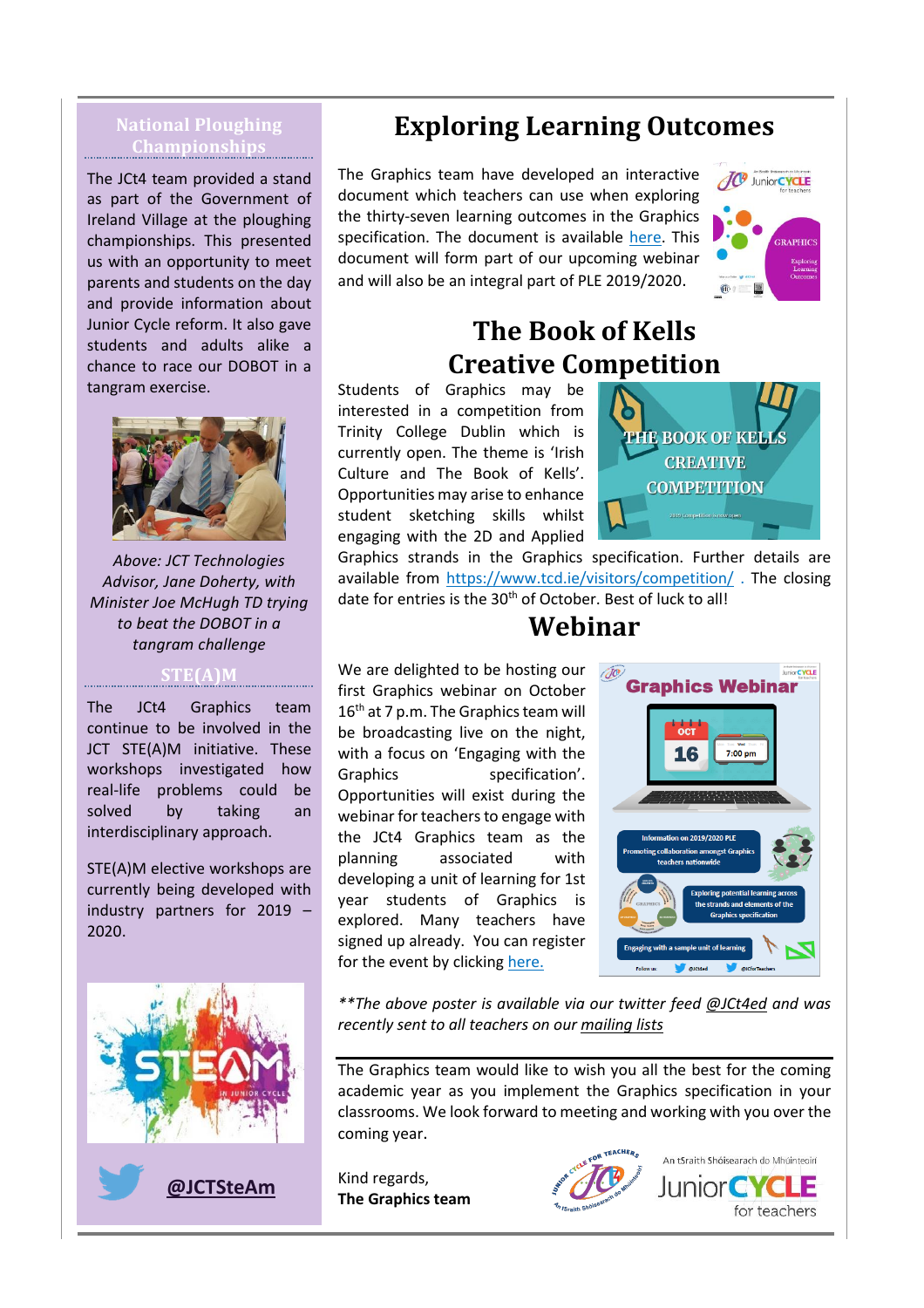## National Ploughing Championships

The JCt4 team provided a stand as part of the Government of Ireland Village at the ploughing championships. This presented us with an opportunity to meet parents and students on the day and provide information about Junior Cycle reform. It also gave students and adults alike a chance to race our DOBOT in a tangram exercise.

*Above: JCT Technologies Advisor, Jane Doherty, with Minister Joe McHugh TD trying to beat the DOBOT in a tangram challenge*

## STE(A)M

The JCt4 Graphics team continue to be involved in the JCT STE(A)M initiative. These workshops investigated how real-life problems could be solved by taking an interdisciplinary approach.

STE(A)M elective workshops are currently being developed with industry partners for 2019 – 2020.

@JCTSteAm

# Exploring Learning Outcomes

The Graphics team have developed an interactive document which teachers can use when exploring the thirty-seven learning outcomes in the Graphics specification. The document is available here. This document will form part of our upcoming webinar and will also be an integral part of PLE 2019/2020.

# The Book of Kells Creative Competition

Students of Graphics may be interested in a competition from Trinity College Dublin which is currently open. The theme is 'Irish Culture and The Book of Kells'. Opportunities may arise to enhance student sketching skills whilst engaging with the 2D and Applied Graphics strands in the Graphics specification. Further details are available from https://www.tcd.ie/visitors/competition/ . The closing date for entries is the 30th of October. Best of luck to all!

# Webinar

We are delighted to be hosting our first Graphics webinar on October 16th at 7 p.m. The Graphics team will be broadcasting live on the night, with a focus on 'Engaging with the Graphics specification'. Opportunities will exist during the webinar for teachers to engage with the JCt4 Graphics team as the planning associated with developing a unit of learning for 1st year students of Graphics is explored. Many teachers have signed up already. You can register for the event by clicking here.

*\*\*The above poster is available via our twitter feed @JCt4ed and was recently sent to all teachers on our mailing lists*

---

The Graphics team would like to wish you all the best for the coming academic year as you implement the Graphics specification in your classrooms. We look forward to meeting and working with you over the coming year.

Kind regards,
**The Graphics team**